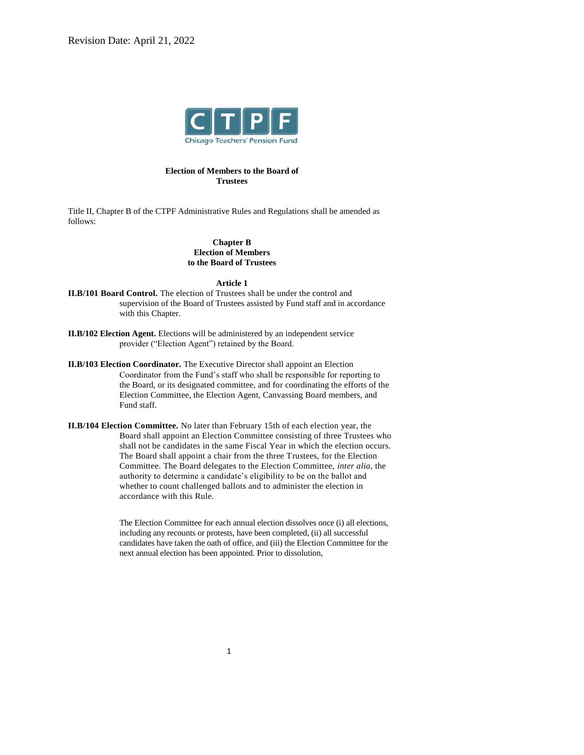Revision Date: April 21, 2022

**Election of Members to the Board of Trustees**

Title II, Chapter B of the CTPF Administrative Rules and Regulations shall be amended as follows:

## Chapter B
## Election of Members to the Board of Trustees

### Article 1

**II.B/101 Board Control.** The election of Trustees shall be under the control and supervision of the Board of Trustees assisted by Fund staff and in accordance with this Chapter.

**II.B/102 Election Agent.** Elections will be administered by an independent service provider ("Election Agent") retained by the Board.

**II.B/103 Election Coordinator.** The Executive Director shall appoint an Election Coordinator from the Fund's staff who shall be responsible for reporting to the Board, or its designated committee, and for coordinating the efforts of the Election Committee, the Election Agent, Canvassing Board members, and Fund staff.

**II.B/104 Election Committee.** No later than February 15th of each election year, the Board shall appoint an Election Committee consisting of three Trustees who shall not be candidates in the same Fiscal Year in which the election occurs. The Board shall appoint a chair from the three Trustees, for the Election Committee. The Board delegates to the Election Committee, *inter alia,* the authority to determine a candidate's eligibility to be on the ballot and whether to count challenged ballots and to administer the election in accordance with this Rule.

The Election Committee for each annual election dissolves once (i) all elections, including any recounts or protests, have been completed, (ii) all successful candidates have taken the oath of office, and (iii) the Election Committee for the next annual election has been appointed. Prior to dissolution,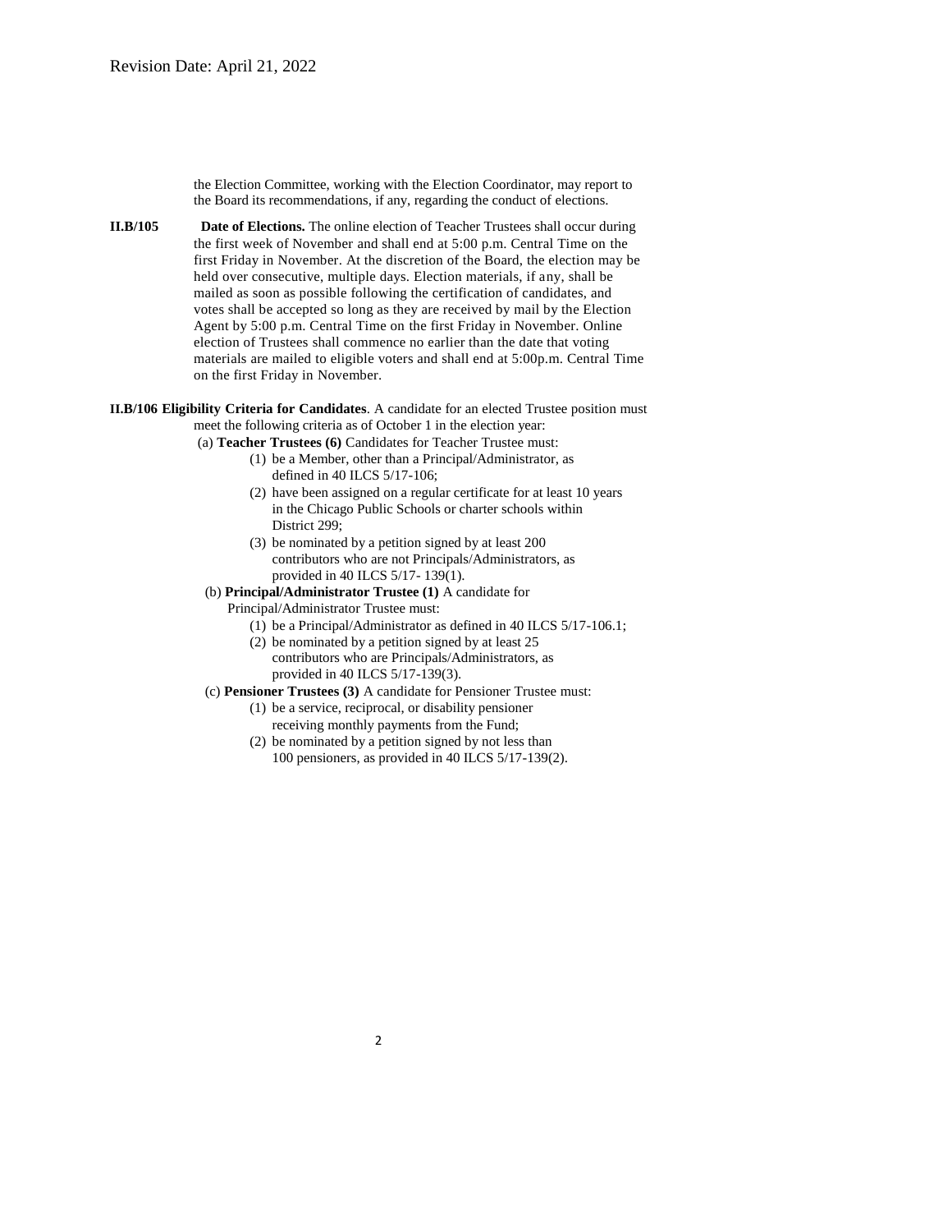the Election Committee, working with the Election Coordinator, may report to the Board its recommendations, if any, regarding the conduct of elections.

**II.B/105** **Date of Elections.** The online election of Teacher Trustees shall occur during the first week of November and shall end at 5:00 p.m. Central Time on the first Friday in November. At the discretion of the Board, the election may be held over consecutive, multiple days. Election materials, if any, shall be mailed as soon as possible following the certification of candidates, and votes shall be accepted so long as they are received by mail by the Election Agent by 5:00 p.m. Central Time on the first Friday in November. Online election of Trustees shall commence no earlier than the date that voting materials are mailed to eligible voters and shall end at 5:00p.m. Central Time on the first Friday in November.

**II.B/106 Eligibility Criteria for Candidates**. A candidate for an elected Trustee position must meet the following criteria as of October 1 in the election year:

(a) **Teacher Trustees (6)** Candidates for Teacher Trustee must:

(1) be a Member, other than a Principal/Administrator, as defined in 40 ILCS 5/17-106;

(2) have been assigned on a regular certificate for at least 10 years in the Chicago Public Schools or charter schools within District 299;

(3) be nominated by a petition signed by at least 200 contributors who are not Principals/Administrators, as provided in 40 ILCS 5/17- 139(1).

(b) **Principal/Administrator Trustee (1)** A candidate for Principal/Administrator Trustee must:

(1) be a Principal/Administrator as defined in 40 ILCS 5/17-106.1;

(2) be nominated by a petition signed by at least 25 contributors who are Principals/Administrators, as provided in 40 ILCS 5/17-139(3).

(c) **Pensioner Trustees (3)** A candidate for Pensioner Trustee must:

(1) be a service, reciprocal, or disability pensioner receiving monthly payments from the Fund;

(2) be nominated by a petition signed by not less than 100 pensioners, as provided in 40 ILCS 5/17-139(2).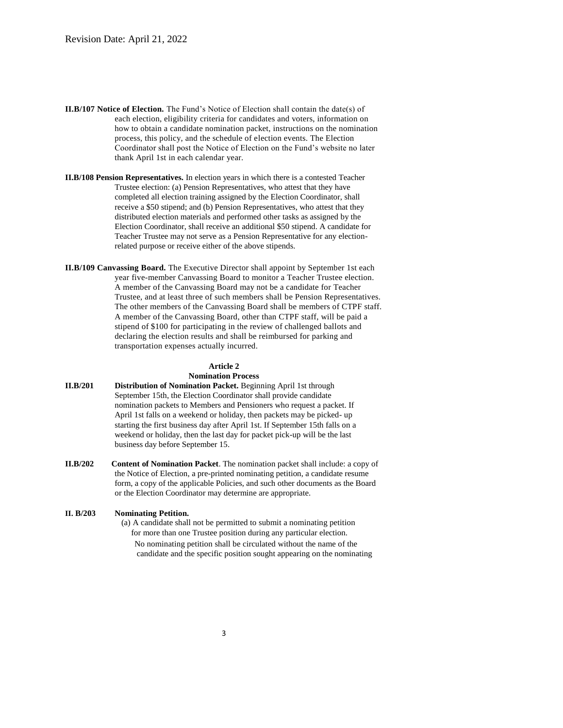**II.B/107 Notice of Election.** The Fund's Notice of Election shall contain the date(s) of each election, eligibility criteria for candidates and voters, information on how to obtain a candidate nomination packet, instructions on the nomination process, this policy, and the schedule of election events. The Election Coordinator shall post the Notice of Election on the Fund's website no later thank April 1st in each calendar year.

**II.B/108 Pension Representatives.** In election years in which there is a contested Teacher Trustee election: (a) Pension Representatives, who attest that they have completed all election training assigned by the Election Coordinator, shall receive a $50 stipend; and (b) Pension Representatives, who attest that they distributed election materials and performed other tasks as assigned by the Election Coordinator, shall receive an additional $50 stipend. A candidate for Teacher Trustee may not serve as a Pension Representative for any election-related purpose or receive either of the above stipends.

**II.B/109 Canvassing Board.** The Executive Director shall appoint by September 1st each year five-member Canvassing Board to monitor a Teacher Trustee election. A member of the Canvassing Board may not be a candidate for Teacher Trustee, and at least three of such members shall be Pension Representatives. The other members of the Canvassing Board shall be members of CTPF staff. A member of the Canvassing Board, other than CTPF staff, will be paid a stipend of $100 for participating in the review of challenged ballots and declaring the election results and shall be reimbursed for parking and transportation expenses actually incurred.

## Article 2
## Nomination Process

**II.B/201 Distribution of Nomination Packet.** Beginning April 1st through September 15th, the Election Coordinator shall provide candidate nomination packets to Members and Pensioners who request a packet. If April 1st falls on a weekend or holiday, then packets may be picked- up starting the first business day after April 1st. If September 15th falls on a weekend or holiday, then the last day for packet pick-up will be the last business day before September 15.

**II.B/202 Content of Nomination Packet**. The nomination packet shall include: a copy of the Notice of Election, a pre-printed nominating petition, a candidate resume form, a copy of the applicable Policies, and such other documents as the Board or the Election Coordinator may determine are appropriate.

**II. B/203 Nominating Petition.**

(a) A candidate shall not be permitted to submit a nominating petition for more than one Trustee position during any particular election. No nominating petition shall be circulated without the name of the candidate and the specific position sought appearing on the nominating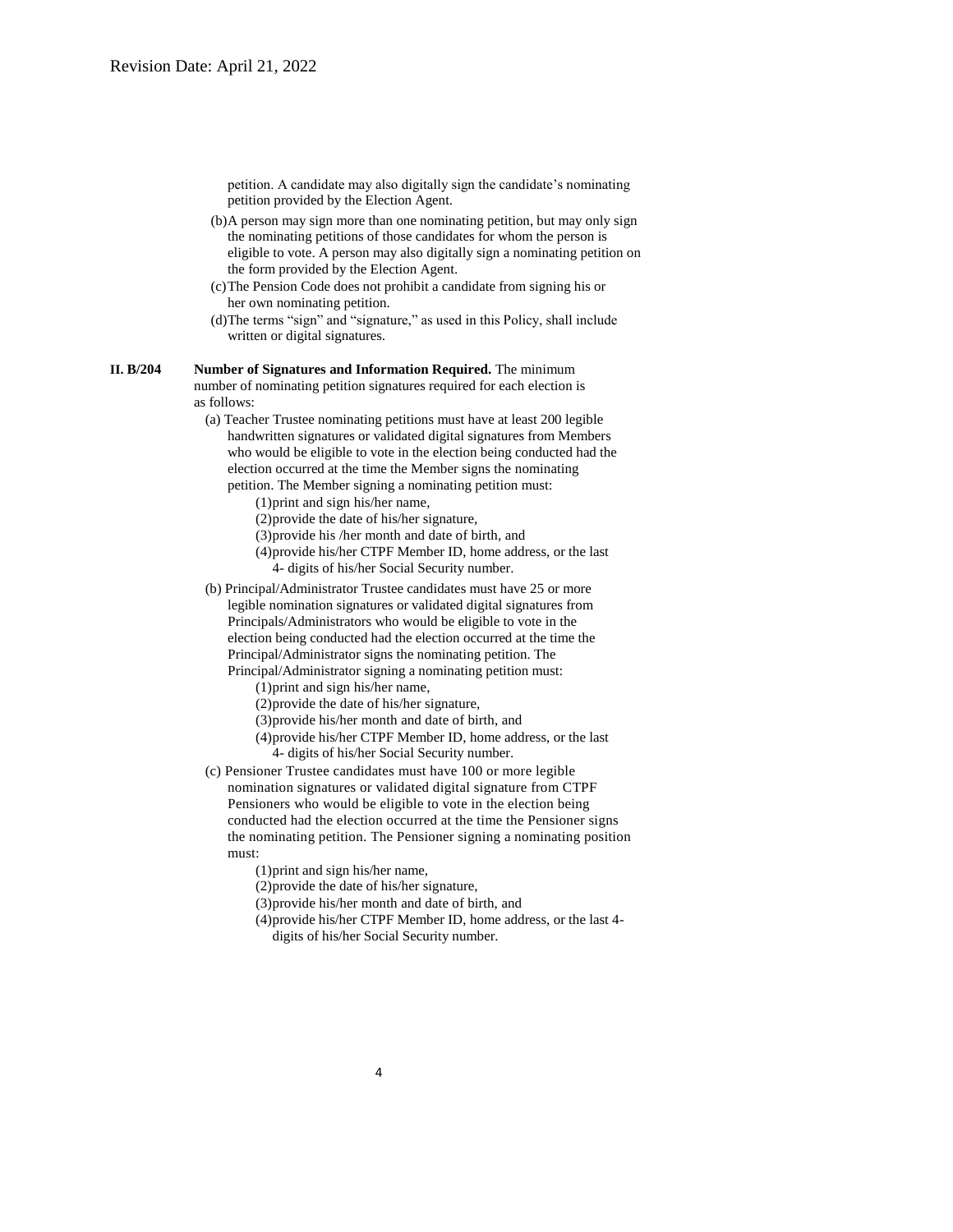petition. A candidate may also digitally sign the candidate's nominating petition provided by the Election Agent.

(b) A person may sign more than one nominating petition, but may only sign the nominating petitions of those candidates for whom the person is eligible to vote. A person may also digitally sign a nominating petition on the form provided by the Election Agent.

(c) The Pension Code does not prohibit a candidate from signing his or her own nominating petition.

(d) The terms "sign" and "signature," as used in this Policy, shall include written or digital signatures.

**II. B/204** **Number of Signatures and Information Required.** The minimum number of nominating petition signatures required for each election is as follows:

(a) Teacher Trustee nominating petitions must have at least 200 legible handwritten signatures or validated digital signatures from Members who would be eligible to vote in the election being conducted had the election occurred at the time the Member signs the nominating petition. The Member signing a nominating petition must:

(1) print and sign his/her name,
(2) provide the date of his/her signature,
(3) provide his /her month and date of birth, and
(4) provide his/her CTPF Member ID, home address, or the last 4- digits of his/her Social Security number.

(b) Principal/Administrator Trustee candidates must have 25 or more legible nomination signatures or validated digital signatures from Principals/Administrators who would be eligible to vote in the election being conducted had the election occurred at the time the Principal/Administrator signs the nominating petition. The Principal/Administrator signing a nominating petition must:

(1) print and sign his/her name,
(2) provide the date of his/her signature,
(3) provide his/her month and date of birth, and
(4) provide his/her CTPF Member ID, home address, or the last 4- digits of his/her Social Security number.

(c) Pensioner Trustee candidates must have 100 or more legible nomination signatures or validated digital signature from CTPF Pensioners who would be eligible to vote in the election being conducted had the election occurred at the time the Pensioner signs the nominating petition. The Pensioner signing a nominating position must:

(1) print and sign his/her name,
(2) provide the date of his/her signature,
(3) provide his/her month and date of birth, and
(4) provide his/her CTPF Member ID, home address, or the last 4- digits of his/her Social Security number.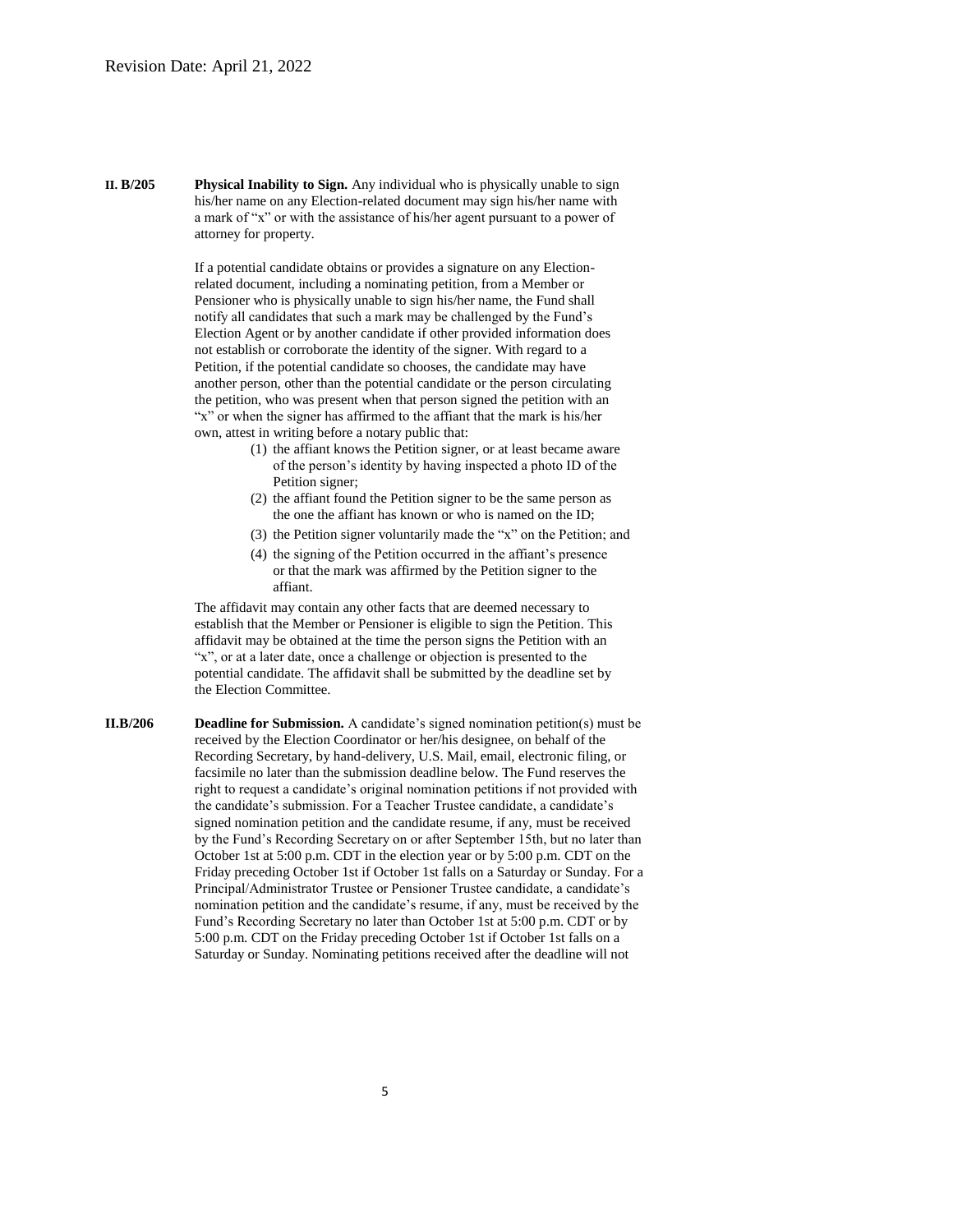**II. B/205** **Physical Inability to Sign.** Any individual who is physically unable to sign his/her name on any Election-related document may sign his/her name with a mark of "x" or with the assistance of his/her agent pursuant to a power of attorney for property.

If a potential candidate obtains or provides a signature on any Election-related document, including a nominating petition, from a Member or Pensioner who is physically unable to sign his/her name, the Fund shall notify all candidates that such a mark may be challenged by the Fund's Election Agent or by another candidate if other provided information does not establish or corroborate the identity of the signer. With regard to a Petition, if the potential candidate so chooses, the candidate may have another person, other than the potential candidate or the person circulating the petition, who was present when that person signed the petition with an "x" or when the signer has affirmed to the affiant that the mark is his/her own, attest in writing before a notary public that:

1. the affiant knows the Petition signer, or at least became aware of the person's identity by having inspected a photo ID of the Petition signer;
2. the affiant found the Petition signer to be the same person as the one the affiant has known or who is named on the ID;
3. the Petition signer voluntarily made the "x" on the Petition; and
4. the signing of the Petition occurred in the affiant's presence or that the mark was affirmed by the Petition signer to the affiant.

The affidavit may contain any other facts that are deemed necessary to establish that the Member or Pensioner is eligible to sign the Petition. This affidavit may be obtained at the time the person signs the Petition with an "x", or at a later date, once a challenge or objection is presented to the potential candidate. The affidavit shall be submitted by the deadline set by the Election Committee.

**II.B/206** **Deadline for Submission.** A candidate's signed nomination petition(s) must be received by the Election Coordinator or her/his designee, on behalf of the Recording Secretary, by hand-delivery, U.S. Mail, email, electronic filing, or facsimile no later than the submission deadline below. The Fund reserves the right to request a candidate's original nomination petitions if not provided with the candidate's submission. For a Teacher Trustee candidate, a candidate's signed nomination petition and the candidate resume, if any, must be received by the Fund's Recording Secretary on or after September 15th, but no later than October 1st at 5:00 p.m. CDT in the election year or by 5:00 p.m. CDT on the Friday preceding October 1st if October 1st falls on a Saturday or Sunday. For a Principal/Administrator Trustee or Pensioner Trustee candidate, a candidate's nomination petition and the candidate's resume, if any, must be received by the Fund's Recording Secretary no later than October 1st at 5:00 p.m. CDT or by 5:00 p.m. CDT on the Friday preceding October 1st if October 1st falls on a Saturday or Sunday. Nominating petitions received after the deadline will not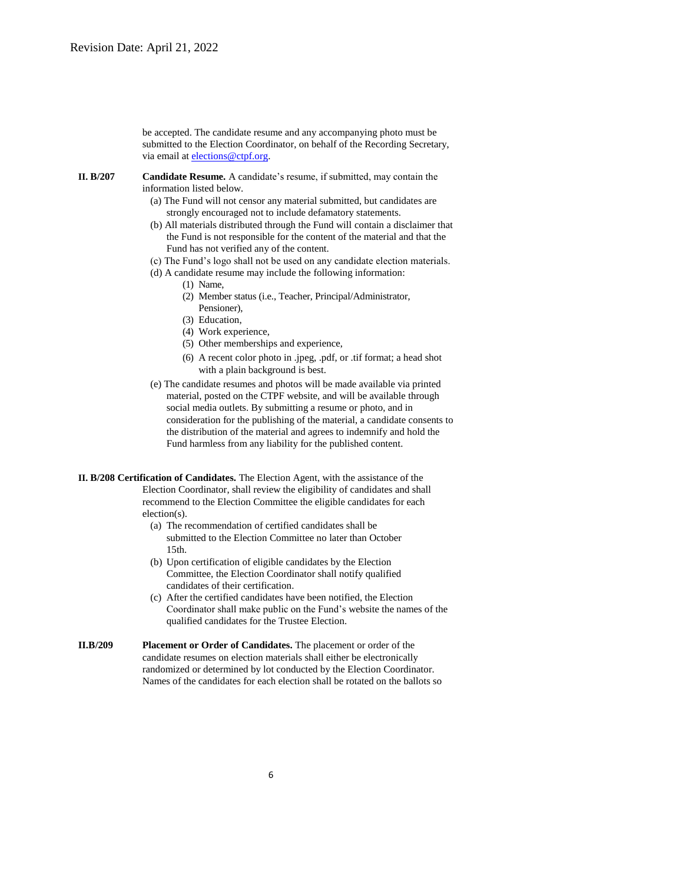be accepted. The candidate resume and any accompanying photo must be submitted to the Election Coordinator, on behalf of the Recording Secretary, via email at elections@ctpf.org.

**II. B/207** **Candidate Resume.** A candidate's resume, if submitted, may contain the information listed below.

(a) The Fund will not censor any material submitted, but candidates are strongly encouraged not to include defamatory statements.

(b) All materials distributed through the Fund will contain a disclaimer that the Fund is not responsible for the content of the material and that the Fund has not verified any of the content.

(c) The Fund's logo shall not be used on any candidate election materials.

(d) A candidate resume may include the following information:

- (1) Name,
- (2) Member status (i.e., Teacher, Principal/Administrator, Pensioner),
- (3) Education,
- (4) Work experience,
- (5) Other memberships and experience,
- (6) A recent color photo in .jpeg, .pdf, or .tif format; a head shot with a plain background is best.

(e) The candidate resumes and photos will be made available via printed material, posted on the CTPF website, and will be available through social media outlets. By submitting a resume or photo, and in consideration for the publishing of the material, a candidate consents to the distribution of the material and agrees to indemnify and hold the Fund harmless from any liability for the published content.

**II. B/208 Certification of Candidates.** The Election Agent, with the assistance of the Election Coordinator, shall review the eligibility of candidates and shall recommend to the Election Committee the eligible candidates for each election(s).

(a) The recommendation of certified candidates shall be submitted to the Election Committee no later than October 15th.

(b) Upon certification of eligible candidates by the Election Committee, the Election Coordinator shall notify qualified candidates of their certification.

(c) After the certified candidates have been notified, the Election Coordinator shall make public on the Fund's website the names of the qualified candidates for the Trustee Election.

**II.B/209** **Placement or Order of Candidates.** The placement or order of the candidate resumes on election materials shall either be electronically randomized or determined by lot conducted by the Election Coordinator. Names of the candidates for each election shall be rotated on the ballots so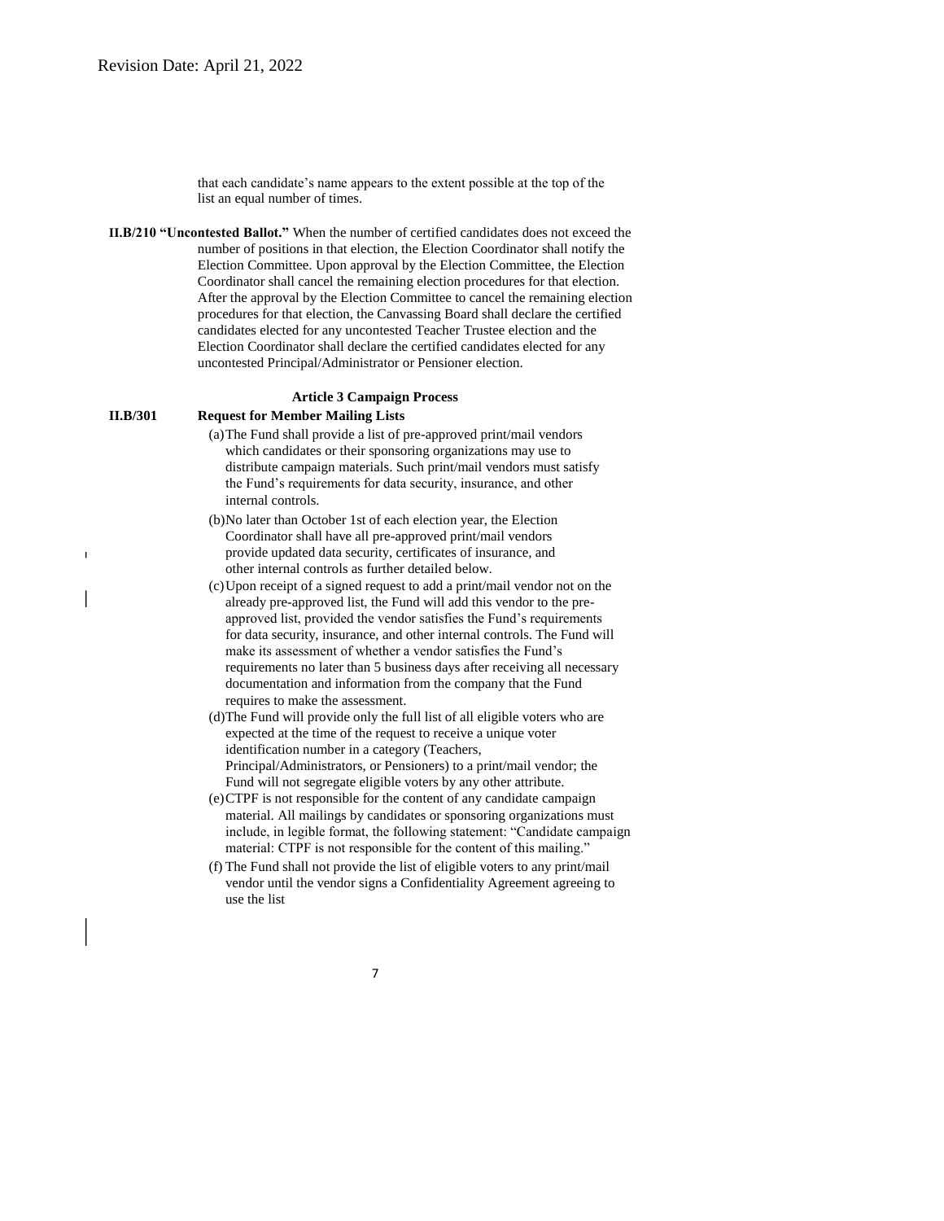that each candidate's name appears to the extent possible at the top of the list an equal number of times.

**II.B/210 "Uncontested Ballot."** When the number of certified candidates does not exceed the number of positions in that election, the Election Coordinator shall notify the Election Committee. Upon approval by the Election Committee, the Election Coordinator shall cancel the remaining election procedures for that election. After the approval by the Election Committee to cancel the remaining election procedures for that election, the Canvassing Board shall declare the certified candidates elected for any uncontested Teacher Trustee election and the Election Coordinator shall declare the certified candidates elected for any uncontested Principal/Administrator or Pensioner election.

## Article 3 Campaign Process

**II.B/301 Request for Member Mailing Lists**

(a) The Fund shall provide a list of pre-approved print/mail vendors which candidates or their sponsoring organizations may use to distribute campaign materials. Such print/mail vendors must satisfy the Fund's requirements for data security, insurance, and other internal controls.

(b) No later than October 1st of each election year, the Election Coordinator shall have all pre-approved print/mail vendors provide updated data security, certificates of insurance, and other internal controls as further detailed below.

(c) Upon receipt of a signed request to add a print/mail vendor not on the already pre-approved list, the Fund will add this vendor to the pre-approved list, provided the vendor satisfies the Fund's requirements for data security, insurance, and other internal controls. The Fund will make its assessment of whether a vendor satisfies the Fund's requirements no later than 5 business days after receiving all necessary documentation and information from the company that the Fund requires to make the assessment.

(d) The Fund will provide only the full list of all eligible voters who are expected at the time of the request to receive a unique voter identification number in a category (Teachers, Principal/Administrators, or Pensioners) to a print/mail vendor; the Fund will not segregate eligible voters by any other attribute.

(e) CTPF is not responsible for the content of any candidate campaign material. All mailings by candidates or sponsoring organizations must include, in legible format, the following statement: "Candidate campaign material: CTPF is not responsible for the content of this mailing."

(f) The Fund shall not provide the list of eligible voters to any print/mail vendor until the vendor signs a Confidentiality Agreement agreeing to use the list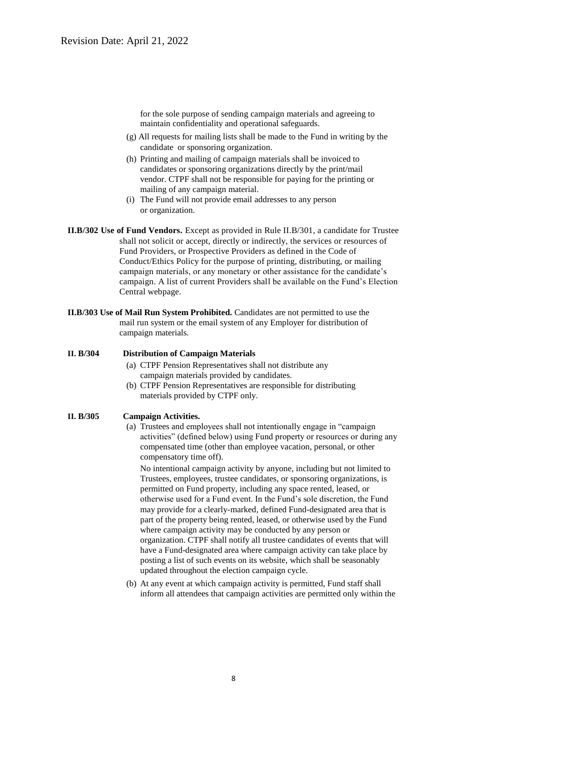for the sole purpose of sending campaign materials and agreeing to maintain confidentiality and operational safeguards.

(g) All requests for mailing lists shall be made to the Fund in writing by the candidate or sponsoring organization.

(h) Printing and mailing of campaign materials shall be invoiced to candidates or sponsoring organizations directly by the print/mail vendor. CTPF shall not be responsible for paying for the printing or mailing of any campaign material.

(i) The Fund will not provide email addresses to any person or organization.

**II.B/302 Use of Fund Vendors.** Except as provided in Rule II.B/301, a candidate for Trustee shall not solicit or accept, directly or indirectly, the services or resources of Fund Providers, or Prospective Providers as defined in the Code of Conduct/Ethics Policy for the purpose of printing, distributing, or mailing campaign materials, or any monetary or other assistance for the candidate's campaign. A list of current Providers shall be available on the Fund's Election Central webpage.

**II.B/303 Use of Mail Run System Prohibited.** Candidates are not permitted to use the mail run system or the email system of any Employer for distribution of campaign materials.

**II. B/304 Distribution of Campaign Materials**

(a) CTPF Pension Representatives shall not distribute any campaign materials provided by candidates.

(b) CTPF Pension Representatives are responsible for distributing materials provided by CTPF only.

**II. B/305 Campaign Activities.**

(a) Trustees and employees shall not intentionally engage in "campaign activities" (defined below) using Fund property or resources or during any compensated time (other than employee vacation, personal, or other compensatory time off).

No intentional campaign activity by anyone, including but not limited to Trustees, employees, trustee candidates, or sponsoring organizations, is permitted on Fund property, including any space rented, leased, or otherwise used for a Fund event. In the Fund's sole discretion, the Fund may provide for a clearly-marked, defined Fund-designated area that is part of the property being rented, leased, or otherwise used by the Fund where campaign activity may be conducted by any person or organization. CTPF shall notify all trustee candidates of events that will have a Fund-designated area where campaign activity can take place by posting a list of such events on its website, which shall be seasonably updated throughout the election campaign cycle.

(b) At any event at which campaign activity is permitted, Fund staff shall inform all attendees that campaign activities are permitted only within the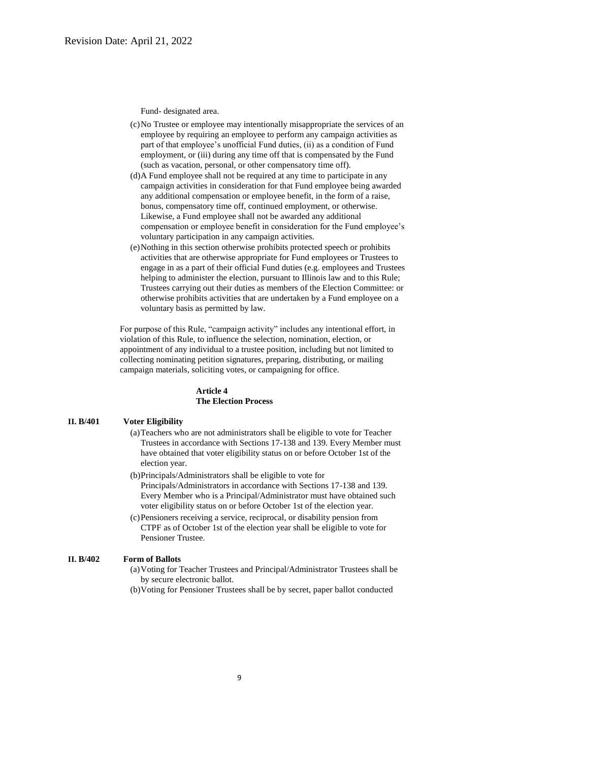Fund- designated area.

(c) No Trustee or employee may intentionally misappropriate the services of an employee by requiring an employee to perform any campaign activities as part of that employee's unofficial Fund duties, (ii) as a condition of Fund employment, or (iii) during any time off that is compensated by the Fund (such as vacation, personal, or other compensatory time off).

(d) A Fund employee shall not be required at any time to participate in any campaign activities in consideration for that Fund employee being awarded any additional compensation or employee benefit, in the form of a raise, bonus, compensatory time off, continued employment, or otherwise. Likewise, a Fund employee shall not be awarded any additional compensation or employee benefit in consideration for the Fund employee's voluntary participation in any campaign activities.

(e) Nothing in this section otherwise prohibits protected speech or prohibits activities that are otherwise appropriate for Fund employees or Trustees to engage in as a part of their official Fund duties (e.g. employees and Trustees helping to administer the election, pursuant to Illinois law and to this Rule; Trustees carrying out their duties as members of the Election Committee: or otherwise prohibits activities that are undertaken by a Fund employee on a voluntary basis as permitted by law.

For purpose of this Rule, "campaign activity" includes any intentional effort, in violation of this Rule, to influence the selection, nomination, election, or appointment of any individual to a trustee position, including but not limited to collecting nominating petition signatures, preparing, distributing, or mailing campaign materials, soliciting votes, or campaigning for office.

## Article 4
## The Election Process

**II. B/401 Voter Eligibility**

(a) Teachers who are not administrators shall be eligible to vote for Teacher Trustees in accordance with Sections 17-138 and 139. Every Member must have obtained that voter eligibility status on or before October 1st of the election year.

(b) Principals/Administrators shall be eligible to vote for Principals/Administrators in accordance with Sections 17-138 and 139. Every Member who is a Principal/Administrator must have obtained such voter eligibility status on or before October 1st of the election year.

(c) Pensioners receiving a service, reciprocal, or disability pension from CTPF as of October 1st of the election year shall be eligible to vote for Pensioner Trustee.

**II. B/402 Form of Ballots**

(a) Voting for Teacher Trustees and Principal/Administrator Trustees shall be by secure electronic ballot.

(b) Voting for Pensioner Trustees shall be by secret, paper ballot conducted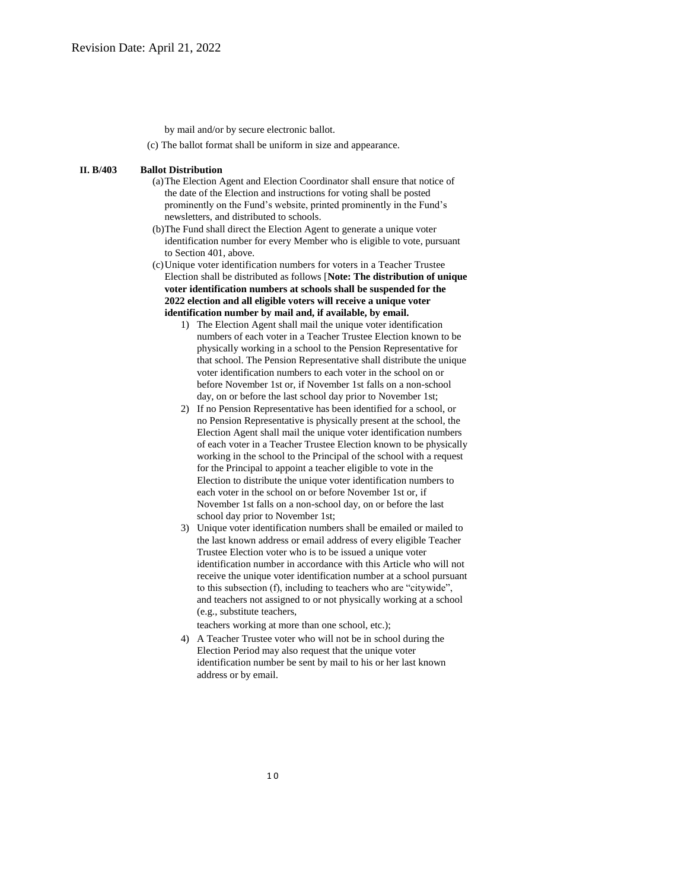by mail and/or by secure electronic ballot.

(c) The ballot format shall be uniform in size and appearance.

**II. B/403 Ballot Distribution**

(a) The Election Agent and Election Coordinator shall ensure that notice of the date of the Election and instructions for voting shall be posted prominently on the Fund's website, printed prominently in the Fund's newsletters, and distributed to schools.

(b) The Fund shall direct the Election Agent to generate a unique voter identification number for every Member who is eligible to vote, pursuant to Section 401, above.

(c) Unique voter identification numbers for voters in a Teacher Trustee Election shall be distributed as follows [**Note: The distribution of unique voter identification numbers at schools shall be suspended for the 2022 election and all eligible voters will receive a unique voter identification number by mail and, if available, by email.**

1) The Election Agent shall mail the unique voter identification numbers of each voter in a Teacher Trustee Election known to be physically working in a school to the Pension Representative for that school. The Pension Representative shall distribute the unique voter identification numbers to each voter in the school on or before November 1st or, if November 1st falls on a non-school day, on or before the last school day prior to November 1st;

2) If no Pension Representative has been identified for a school, or no Pension Representative is physically present at the school, the Election Agent shall mail the unique voter identification numbers of each voter in a Teacher Trustee Election known to be physically working in the school to the Principal of the school with a request for the Principal to appoint a teacher eligible to vote in the Election to distribute the unique voter identification numbers to each voter in the school on or before November 1st or, if November 1st falls on a non-school day, on or before the last school day prior to November 1st;

3) Unique voter identification numbers shall be emailed or mailed to the last known address or email address of every eligible Teacher Trustee Election voter who is to be issued a unique voter identification number in accordance with this Article who will not receive the unique voter identification number at a school pursuant to this subsection (f), including to teachers who are "citywide", and teachers not assigned to or not physically working at a school (e.g., substitute teachers, teachers working at more than one school, etc.);

4) A Teacher Trustee voter who will not be in school during the Election Period may also request that the unique voter identification number be sent by mail to his or her last known address or by email.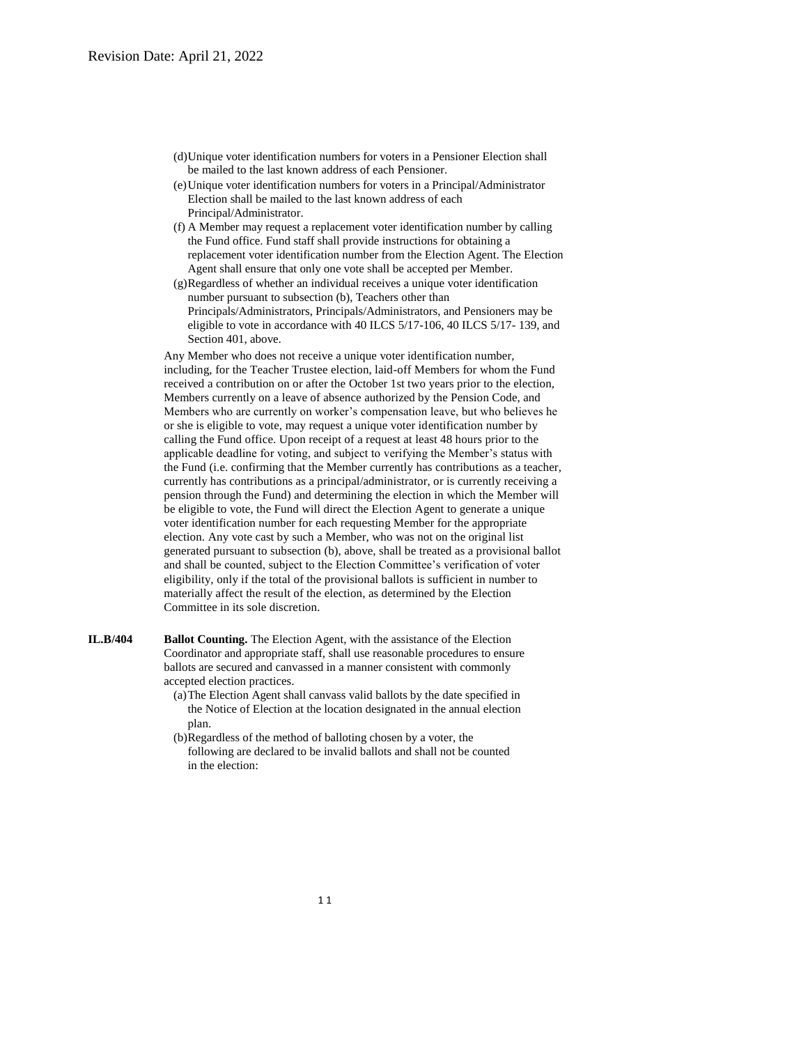(d) Unique voter identification numbers for voters in a Pensioner Election shall be mailed to the last known address of each Pensioner.

(e) Unique voter identification numbers for voters in a Principal/Administrator Election shall be mailed to the last known address of each Principal/Administrator.

(f) A Member may request a replacement voter identification number by calling the Fund office. Fund staff shall provide instructions for obtaining a replacement voter identification number from the Election Agent. The Election Agent shall ensure that only one vote shall be accepted per Member.

(g) Regardless of whether an individual receives a unique voter identification number pursuant to subsection (b), Teachers other than Principals/Administrators, Principals/Administrators, and Pensioners may be eligible to vote in accordance with 40 ILCS 5/17-106, 40 ILCS 5/17- 139, and Section 401, above.

Any Member who does not receive a unique voter identification number, including, for the Teacher Trustee election, laid-off Members for whom the Fund received a contribution on or after the October 1st two years prior to the election, Members currently on a leave of absence authorized by the Pension Code, and Members who are currently on worker's compensation leave, but who believes he or she is eligible to vote, may request a unique voter identification number by calling the Fund office. Upon receipt of a request at least 48 hours prior to the applicable deadline for voting, and subject to verifying the Member's status with the Fund (i.e. confirming that the Member currently has contributions as a teacher, currently has contributions as a principal/administrator, or is currently receiving a pension through the Fund) and determining the election in which the Member will be eligible to vote, the Fund will direct the Election Agent to generate a unique voter identification number for each requesting Member for the appropriate election. Any vote cast by such a Member, who was not on the original list generated pursuant to subsection (b), above, shall be treated as a provisional ballot and shall be counted, subject to the Election Committee's verification of voter eligibility, only if the total of the provisional ballots is sufficient in number to materially affect the result of the election, as determined by the Election Committee in its sole discretion.

**IL.B/404** **Ballot Counting.** The Election Agent, with the assistance of the Election Coordinator and appropriate staff, shall use reasonable procedures to ensure ballots are secured and canvassed in a manner consistent with commonly accepted election practices.

(a) The Election Agent shall canvass valid ballots by the date specified in the Notice of Election at the location designated in the annual election plan.

(b) Regardless of the method of balloting chosen by a voter, the following are declared to be invalid ballots and shall not be counted in the election: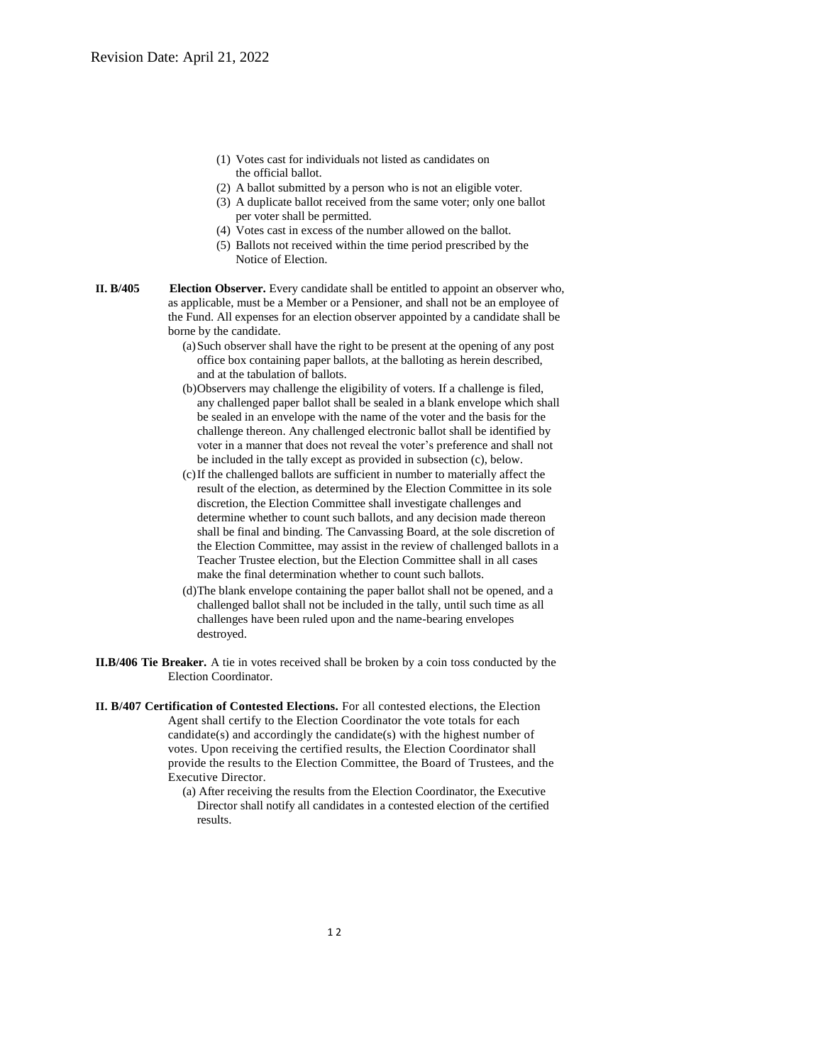(1) Votes cast for individuals not listed as candidates on the official ballot.
(2) A ballot submitted by a person who is not an eligible voter.
(3) A duplicate ballot received from the same voter; only one ballot per voter shall be permitted.
(4) Votes cast in excess of the number allowed on the ballot.
(5) Ballots not received within the time period prescribed by the Notice of Election.

**II. B/405 Election Observer.** Every candidate shall be entitled to appoint an observer who, as applicable, must be a Member or a Pensioner, and shall not be an employee of the Fund. All expenses for an election observer appointed by a candidate shall be borne by the candidate.

(a) Such observer shall have the right to be present at the opening of any post office box containing paper ballots, at the balloting as herein described, and at the tabulation of ballots.

(b) Observers may challenge the eligibility of voters. If a challenge is filed, any challenged paper ballot shall be sealed in a blank envelope which shall be sealed in an envelope with the name of the voter and the basis for the challenge thereon. Any challenged electronic ballot shall be identified by voter in a manner that does not reveal the voter's preference and shall not be included in the tally except as provided in subsection (c), below.

(c) If the challenged ballots are sufficient in number to materially affect the result of the election, as determined by the Election Committee in its sole discretion, the Election Committee shall investigate challenges and determine whether to count such ballots, and any decision made thereon shall be final and binding. The Canvassing Board, at the sole discretion of the Election Committee, may assist in the review of challenged ballots in a Teacher Trustee election, but the Election Committee shall in all cases make the final determination whether to count such ballots.

(d) The blank envelope containing the paper ballot shall not be opened, and a challenged ballot shall not be included in the tally, until such time as all challenges have been ruled upon and the name-bearing envelopes destroyed.

**II.B/406 Tie Breaker.** A tie in votes received shall be broken by a coin toss conducted by the Election Coordinator.

**II. B/407 Certification of Contested Elections.** For all contested elections, the Election Agent shall certify to the Election Coordinator the vote totals for each candidate(s) and accordingly the candidate(s) with the highest number of votes. Upon receiving the certified results, the Election Coordinator shall provide the results to the Election Committee, the Board of Trustees, and the Executive Director.

(a) After receiving the results from the Election Coordinator, the Executive Director shall notify all candidates in a contested election of the certified results.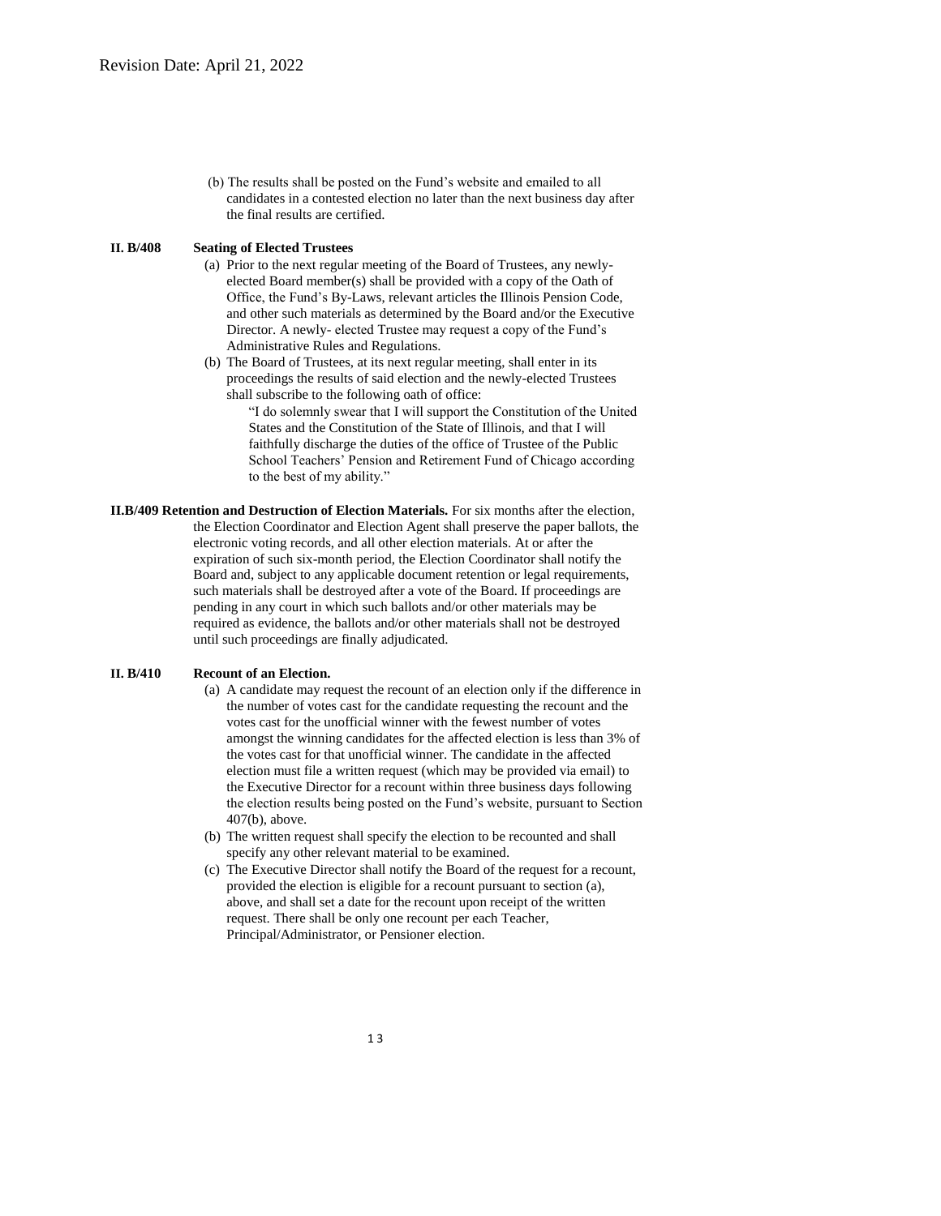(b) The results shall be posted on the Fund's website and emailed to all candidates in a contested election no later than the next business day after the final results are certified.

**II. B/408 Seating of Elected Trustees**

(a) Prior to the next regular meeting of the Board of Trustees, any newly-elected Board member(s) shall be provided with a copy of the Oath of Office, the Fund's By-Laws, relevant articles the Illinois Pension Code, and other such materials as determined by the Board and/or the Executive Director. A newly- elected Trustee may request a copy of the Fund's Administrative Rules and Regulations.

(b) The Board of Trustees, at its next regular meeting, shall enter in its proceedings the results of said election and the newly-elected Trustees shall subscribe to the following oath of office:

> "I do solemnly swear that I will support the Constitution of the United States and the Constitution of the State of Illinois, and that I will faithfully discharge the duties of the office of Trustee of the Public School Teachers' Pension and Retirement Fund of Chicago according to the best of my ability."

**II.B/409 Retention and Destruction of Election Materials.** For six months after the election, the Election Coordinator and Election Agent shall preserve the paper ballots, the electronic voting records, and all other election materials. At or after the expiration of such six-month period, the Election Coordinator shall notify the Board and, subject to any applicable document retention or legal requirements, such materials shall be destroyed after a vote of the Board. If proceedings are pending in any court in which such ballots and/or other materials may be required as evidence, the ballots and/or other materials shall not be destroyed until such proceedings are finally adjudicated.

**II. B/410 Recount of an Election.**

(a) A candidate may request the recount of an election only if the difference in the number of votes cast for the candidate requesting the recount and the votes cast for the unofficial winner with the fewest number of votes amongst the winning candidates for the affected election is less than 3% of the votes cast for that unofficial winner. The candidate in the affected election must file a written request (which may be provided via email) to the Executive Director for a recount within three business days following the election results being posted on the Fund's website, pursuant to Section 407(b), above.

(b) The written request shall specify the election to be recounted and shall specify any other relevant material to be examined.

(c) The Executive Director shall notify the Board of the request for a recount, provided the election is eligible for a recount pursuant to section (a), above, and shall set a date for the recount upon receipt of the written request. There shall be only one recount per each Teacher, Principal/Administrator, or Pensioner election.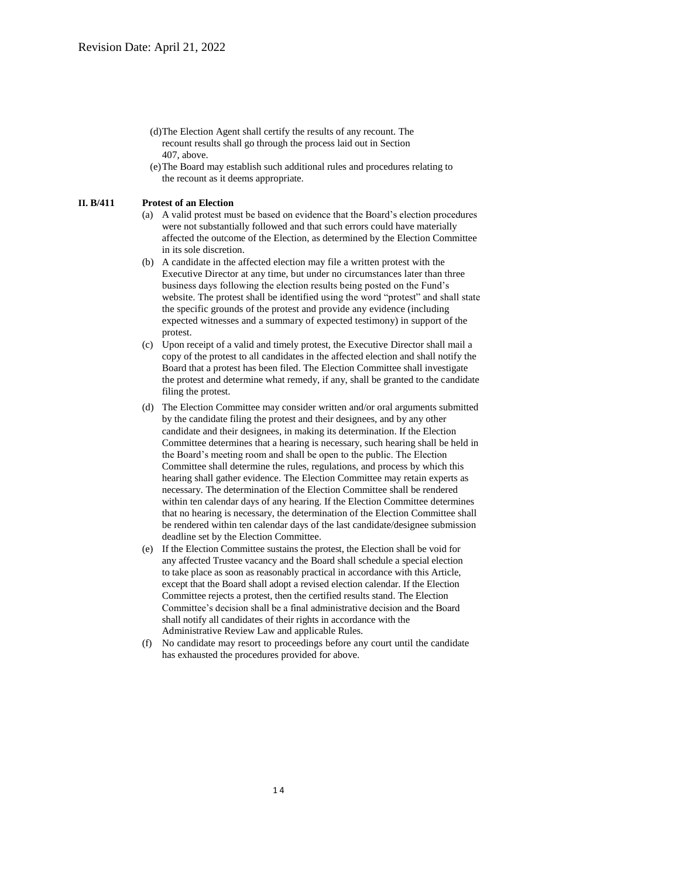(d) The Election Agent shall certify the results of any recount. The recount results shall go through the process laid out in Section 407, above.

(e) The Board may establish such additional rules and procedures relating to the recount as it deems appropriate.

**II. B/411 Protest of an Election**

(a) A valid protest must be based on evidence that the Board's election procedures were not substantially followed and that such errors could have materially affected the outcome of the Election, as determined by the Election Committee in its sole discretion.

(b) A candidate in the affected election may file a written protest with the Executive Director at any time, but under no circumstances later than three business days following the election results being posted on the Fund's website. The protest shall be identified using the word "protest" and shall state the specific grounds of the protest and provide any evidence (including expected witnesses and a summary of expected testimony) in support of the protest.

(c) Upon receipt of a valid and timely protest, the Executive Director shall mail a copy of the protest to all candidates in the affected election and shall notify the Board that a protest has been filed. The Election Committee shall investigate the protest and determine what remedy, if any, shall be granted to the candidate filing the protest.

(d) The Election Committee may consider written and/or oral arguments submitted by the candidate filing the protest and their designees, and by any other candidate and their designees, in making its determination. If the Election Committee determines that a hearing is necessary, such hearing shall be held in the Board's meeting room and shall be open to the public. The Election Committee shall determine the rules, regulations, and process by which this hearing shall gather evidence. The Election Committee may retain experts as necessary. The determination of the Election Committee shall be rendered within ten calendar days of any hearing. If the Election Committee determines that no hearing is necessary, the determination of the Election Committee shall be rendered within ten calendar days of the last candidate/designee submission deadline set by the Election Committee.

(e) If the Election Committee sustains the protest, the Election shall be void for any affected Trustee vacancy and the Board shall schedule a special election to take place as soon as reasonably practical in accordance with this Article, except that the Board shall adopt a revised election calendar. If the Election Committee rejects a protest, then the certified results stand. The Election Committee's decision shall be a final administrative decision and the Board shall notify all candidates of their rights in accordance with the Administrative Review Law and applicable Rules.

(f) No candidate may resort to proceedings before any court until the candidate has exhausted the procedures provided for above.